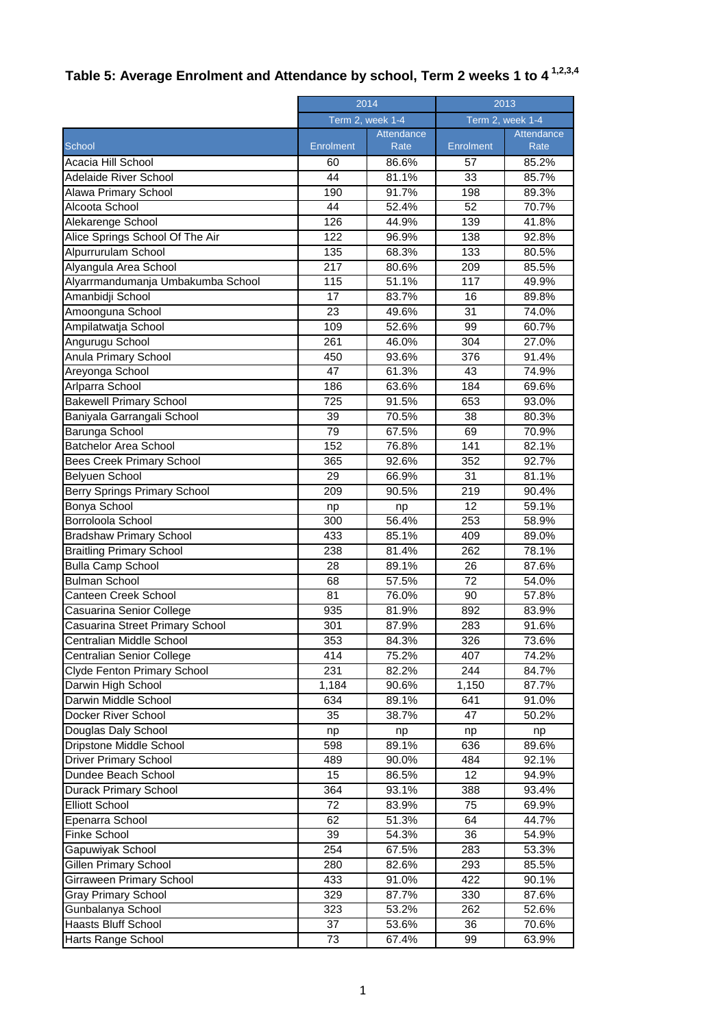## Table 5: Average Enrolment and Attendance by school, Term 2 weeks 1 to 4 [1,2,3,4]

| | 2014 | | 2013 | |
|---|---|---|---|---|
| | Term 2, week 1-4 | | Term 2, week 1-4 | |
| School | Enrolment | Attendance Rate | Enrolment | Attendance Rate |
| Acacia Hill School | 60 | 86.6% | 57 | 85.2% |
| Adelaide River School | 44 | 81.1% | 33 | 85.7% |
| Alawa Primary School | 190 | 91.7% | 198 | 89.3% |
| Alcoota School | 44 | 52.4% | 52 | 70.7% |
| Alekarenge School | 126 | 44.9% | 139 | 41.8% |
| Alice Springs School Of The Air | 122 | 96.9% | 138 | 92.8% |
| Alpurrurulam School | 135 | 68.3% | 133 | 80.5% |
| Alyangula Area School | 217 | 80.6% | 209 | 85.5% |
| Alyarrmandumanja Umbakumba School | 115 | 51.1% | 117 | 49.9% |
| Amanbidji School | 17 | 83.7% | 16 | 89.8% |
| Amoonguna School | 23 | 49.6% | 31 | 74.0% |
| Ampilatwatja School | 109 | 52.6% | 99 | 60.7% |
| Angurugu School | 261 | 46.0% | 304 | 27.0% |
| Anula Primary School | 450 | 93.6% | 376 | 91.4% |
| Areyonga School | 47 | 61.3% | 43 | 74.9% |
| Arlparra School | 186 | 63.6% | 184 | 69.6% |
| Bakewell Primary School | 725 | 91.5% | 653 | 93.0% |
| Baniyala Garrangali School | 39 | 70.5% | 38 | 80.3% |
| Barunga School | 79 | 67.5% | 69 | 70.9% |
| Batchelor Area School | 152 | 76.8% | 141 | 82.1% |
| Bees Creek Primary School | 365 | 92.6% | 352 | 92.7% |
| Belyuen School | 29 | 66.9% | 31 | 81.1% |
| Berry Springs Primary School | 209 | 90.5% | 219 | 90.4% |
| Bonya School | np | np | 12 | 59.1% |
| Borroloola School | 300 | 56.4% | 253 | 58.9% |
| Bradshaw Primary School | 433 | 85.1% | 409 | 89.0% |
| Braitling Primary School | 238 | 81.4% | 262 | 78.1% |
| Bulla Camp School | 28 | 89.1% | 26 | 87.6% |
| Bulman School | 68 | 57.5% | 72 | 54.0% |
| Canteen Creek School | 81 | 76.0% | 90 | 57.8% |
| Casuarina Senior College | 935 | 81.9% | 892 | 83.9% |
| Casuarina Street Primary School | 301 | 87.9% | 283 | 91.6% |
| Centralian Middle School | 353 | 84.3% | 326 | 73.6% |
| Centralian Senior College | 414 | 75.2% | 407 | 74.2% |
| Clyde Fenton Primary School | 231 | 82.2% | 244 | 84.7% |
| Darwin High School | 1,184 | 90.6% | 1,150 | 87.7% |
| Darwin Middle School | 634 | 89.1% | 641 | 91.0% |
| Docker River School | 35 | 38.7% | 47 | 50.2% |
| Douglas Daly School | np | np | np | np |
| Dripstone Middle School | 598 | 89.1% | 636 | 89.6% |
| Driver Primary School | 489 | 90.0% | 484 | 92.1% |
| Dundee Beach School | 15 | 86.5% | 12 | 94.9% |
| Durack Primary School | 364 | 93.1% | 388 | 93.4% |
| Elliott School | 72 | 83.9% | 75 | 69.9% |
| Epenarra School | 62 | 51.3% | 64 | 44.7% |
| Finke School | 39 | 54.3% | 36 | 54.9% |
| Gapuwiyak School | 254 | 67.5% | 283 | 53.3% |
| Gillen Primary School | 280 | 82.6% | 293 | 85.5% |
| Girraween Primary School | 433 | 91.0% | 422 | 90.1% |
| Gray Primary School | 329 | 87.7% | 330 | 87.6% |
| Gunbalanya School | 323 | 53.2% | 262 | 52.6% |
| Haasts Bluff School | 37 | 53.6% | 36 | 70.6% |
| Harts Range School | 73 | 67.4% | 99 | 63.9% |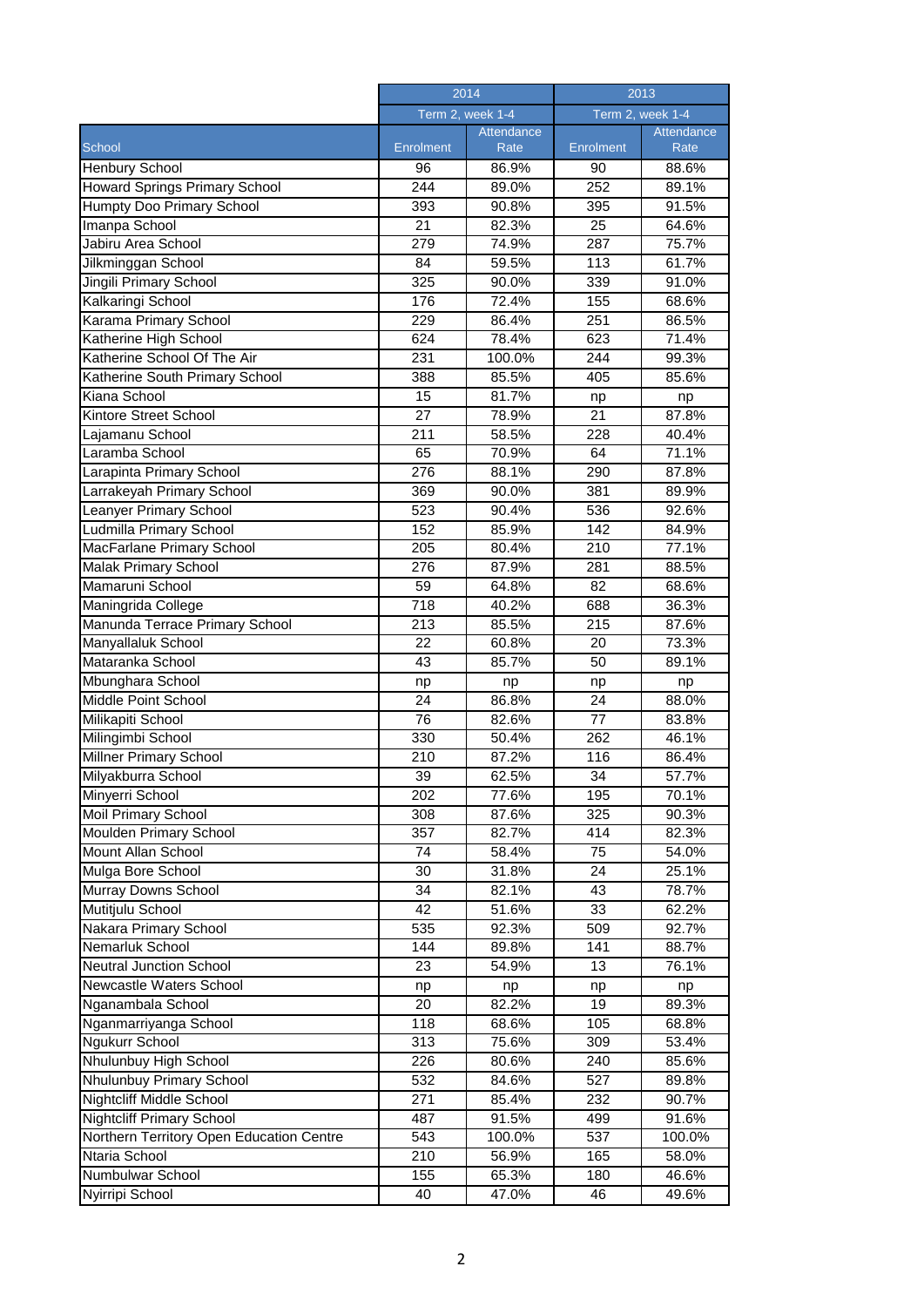| | 2014 | | 2013 | |
|---|---|---|---|---|
| | Term 2, week 1-4 | | Term 2, week 1-4 | |
| School | Enrolment | Attendance Rate | Enrolment | Attendance Rate |
| Henbury School | 96 | 86.9% | 90 | 88.6% |
| Howard Springs Primary School | 244 | 89.0% | 252 | 89.1% |
| Humpty Doo Primary School | 393 | 90.8% | 395 | 91.5% |
| Imanpa School | 21 | 82.3% | 25 | 64.6% |
| Jabiru Area School | 279 | 74.9% | 287 | 75.7% |
| Jilkminggan School | 84 | 59.5% | 113 | 61.7% |
| Jingili Primary School | 325 | 90.0% | 339 | 91.0% |
| Kalkaringi School | 176 | 72.4% | 155 | 68.6% |
| Karama Primary School | 229 | 86.4% | 251 | 86.5% |
| Katherine High School | 624 | 78.4% | 623 | 71.4% |
| Katherine School Of The Air | 231 | 100.0% | 244 | 99.3% |
| Katherine South Primary School | 388 | 85.5% | 405 | 85.6% |
| Kiana School | 15 | 81.7% | np | np |
| Kintore Street School | 27 | 78.9% | 21 | 87.8% |
| Lajamanu School | 211 | 58.5% | 228 | 40.4% |
| Laramba School | 65 | 70.9% | 64 | 71.1% |
| Larapinta Primary School | 276 | 88.1% | 290 | 87.8% |
| Larrakeyah Primary School | 369 | 90.0% | 381 | 89.9% |
| Leanyer Primary School | 523 | 90.4% | 536 | 92.6% |
| Ludmilla Primary School | 152 | 85.9% | 142 | 84.9% |
| MacFarlane Primary School | 205 | 80.4% | 210 | 77.1% |
| Malak Primary School | 276 | 87.9% | 281 | 88.5% |
| Mamaruni School | 59 | 64.8% | 82 | 68.6% |
| Maningrida College | 718 | 40.2% | 688 | 36.3% |
| Manunda Terrace Primary School | 213 | 85.5% | 215 | 87.6% |
| Manyallaluk School | 22 | 60.8% | 20 | 73.3% |
| Mataranka School | 43 | 85.7% | 50 | 89.1% |
| Mbunghara School | np | np | np | np |
| Middle Point School | 24 | 86.8% | 24 | 88.0% |
| Milikapiti School | 76 | 82.6% | 77 | 83.8% |
| Milingimbi School | 330 | 50.4% | 262 | 46.1% |
| Millner Primary School | 210 | 87.2% | 116 | 86.4% |
| Milyakburra School | 39 | 62.5% | 34 | 57.7% |
| Minyerri School | 202 | 77.6% | 195 | 70.1% |
| Moil Primary School | 308 | 87.6% | 325 | 90.3% |
| Moulden Primary School | 357 | 82.7% | 414 | 82.3% |
| Mount Allan School | 74 | 58.4% | 75 | 54.0% |
| Mulga Bore School | 30 | 31.8% | 24 | 25.1% |
| Murray Downs School | 34 | 82.1% | 43 | 78.7% |
| Mutitjulu School | 42 | 51.6% | 33 | 62.2% |
| Nakara Primary School | 535 | 92.3% | 509 | 92.7% |
| Nemarluk School | 144 | 89.8% | 141 | 88.7% |
| Neutral Junction School | 23 | 54.9% | 13 | 76.1% |
| Newcastle Waters School | np | np | np | np |
| Nganambala School | 20 | 82.2% | 19 | 89.3% |
| Nganmarriyanga School | 118 | 68.6% | 105 | 68.8% |
| Ngukurr School | 313 | 75.6% | 309 | 53.4% |
| Nhulunbuy High School | 226 | 80.6% | 240 | 85.6% |
| Nhulunbuy Primary School | 532 | 84.6% | 527 | 89.8% |
| Nightcliff Middle School | 271 | 85.4% | 232 | 90.7% |
| Nightcliff Primary School | 487 | 91.5% | 499 | 91.6% |
| Northern Territory Open Education Centre | 543 | 100.0% | 537 | 100.0% |
| Ntaria School | 210 | 56.9% | 165 | 58.0% |
| Numbulwar School | 155 | 65.3% | 180 | 46.6% |
| Nyirripi School | 40 | 47.0% | 46 | 49.6% |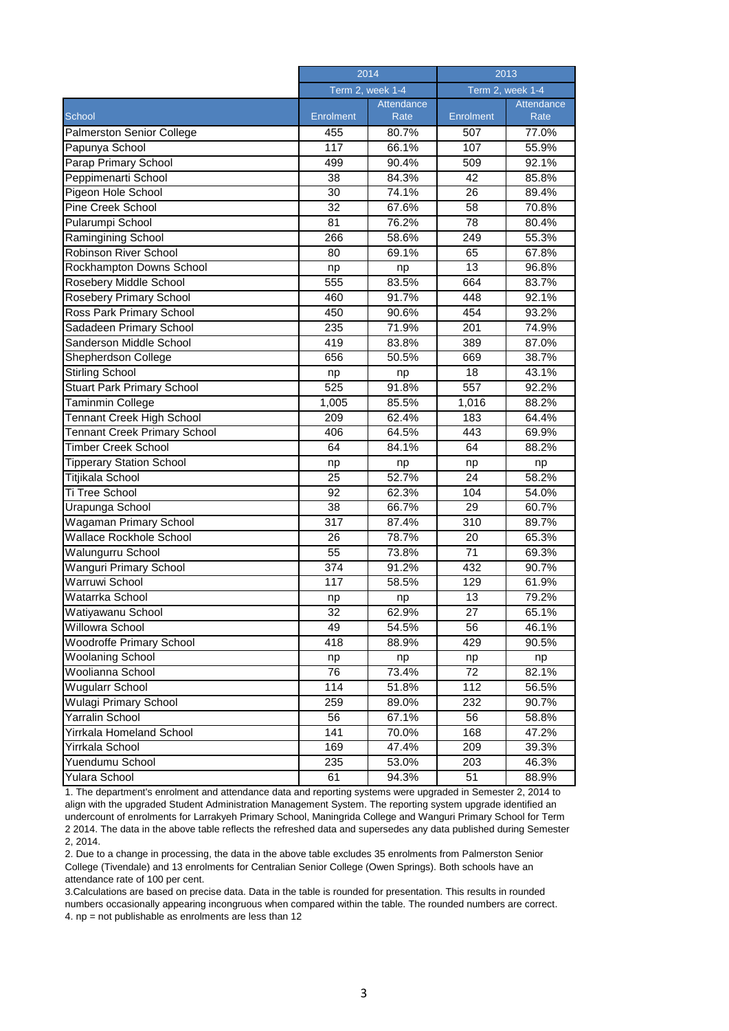| School | 2014 | | 2013 | |
|---|---|---|---|---|
| | Term 2, week 1-4 | | Term 2, week 1-4 | |
| | Enrolment | Attendance Rate | Enrolment | Attendance Rate |
| Palmerston Senior College | 455 | 80.7% | 507 | 77.0% |
| Papunya School | 117 | 66.1% | 107 | 55.9% |
| Parap Primary School | 499 | 90.4% | 509 | 92.1% |
| Peppimenarti School | 38 | 84.3% | 42 | 85.8% |
| Pigeon Hole School | 30 | 74.1% | 26 | 89.4% |
| Pine Creek School | 32 | 67.6% | 58 | 70.8% |
| Pularumpi School | 81 | 76.2% | 78 | 80.4% |
| Ramingining School | 266 | 58.6% | 249 | 55.3% |
| Robinson River School | 80 | 69.1% | 65 | 67.8% |
| Rockhampton Downs School | np | np | 13 | 96.8% |
| Rosebery Middle School | 555 | 83.5% | 664 | 83.7% |
| Rosebery Primary School | 460 | 91.7% | 448 | 92.1% |
| Ross Park Primary School | 450 | 90.6% | 454 | 93.2% |
| Sadadeen Primary School | 235 | 71.9% | 201 | 74.9% |
| Sanderson Middle School | 419 | 83.8% | 389 | 87.0% |
| Shepherdson College | 656 | 50.5% | 669 | 38.7% |
| Stirling School | np | np | 18 | 43.1% |
| Stuart Park Primary School | 525 | 91.8% | 557 | 92.2% |
| Taminmin College | 1,005 | 85.5% | 1,016 | 88.2% |
| Tennant Creek High School | 209 | 62.4% | 183 | 64.4% |
| Tennant Creek Primary School | 406 | 64.5% | 443 | 69.9% |
| Timber Creek School | 64 | 84.1% | 64 | 88.2% |
| Tipperary Station School | np | np | np | np |
| Titjikala School | 25 | 52.7% | 24 | 58.2% |
| Ti Tree School | 92 | 62.3% | 104 | 54.0% |
| Urapunga School | 38 | 66.7% | 29 | 60.7% |
| Wagaman Primary School | 317 | 87.4% | 310 | 89.7% |
| Wallace Rockhole School | 26 | 78.7% | 20 | 65.3% |
| Walungurru School | 55 | 73.8% | 71 | 69.3% |
| Wanguri Primary School | 374 | 91.2% | 432 | 90.7% |
| Warruwi School | 117 | 58.5% | 129 | 61.9% |
| Watarrka School | np | np | 13 | 79.2% |
| Watiyawanu School | 32 | 62.9% | 27 | 65.1% |
| Willowra School | 49 | 54.5% | 56 | 46.1% |
| Woodroffe Primary School | 418 | 88.9% | 429 | 90.5% |
| Woolaning School | np | np | np | np |
| Woolianna School | 76 | 73.4% | 72 | 82.1% |
| Wugularr School | 114 | 51.8% | 112 | 56.5% |
| Wulagi Primary School | 259 | 89.0% | 232 | 90.7% |
| Yarralin School | 56 | 67.1% | 56 | 58.8% |
| Yirrkala Homeland School | 141 | 70.0% | 168 | 47.2% |
| Yirrkala School | 169 | 47.4% | 209 | 39.3% |
| Yuendumu School | 235 | 53.0% | 203 | 46.3% |
| Yulara School | 61 | 94.3% | 51 | 88.9% |

1. The department's enrolment and attendance data and reporting systems were upgraded in Semester 2, 2014 to align with the upgraded Student Administration Management System. The reporting system upgrade identified an undercount of enrolments for Larrakyeh Primary School, Maningrida College and Wanguri Primary School for Term 2 2014. The data in the above table reflects the refreshed data and supersedes any data published during Semester 2, 2014.

2. Due to a change in processing, the data in the above table excludes 35 enrolments from Palmerston Senior College (Tivendale) and 13 enrolments for Centralian Senior College (Owen Springs). Both schools have an attendance rate of 100 per cent.

3.Calculations are based on precise data. Data in the table is rounded for presentation. This results in rounded numbers occasionally appearing incongruous when compared within the table. The rounded numbers are correct.

4. np = not publishable as enrolments are less than 12